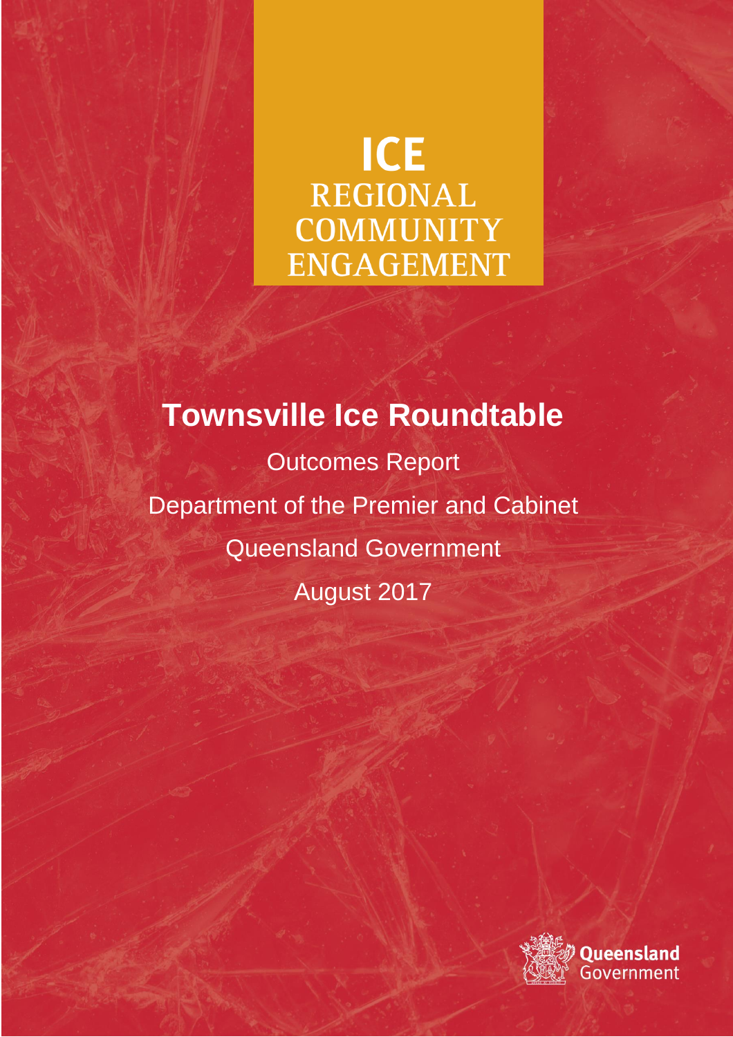# ICE
## REGIONAL COMMUNITY ENGAGEMENT

# Townsville Ice Roundtable

Outcomes Report

Department of the Premier and Cabinet

Queensland Government

August 2017

Queensland Government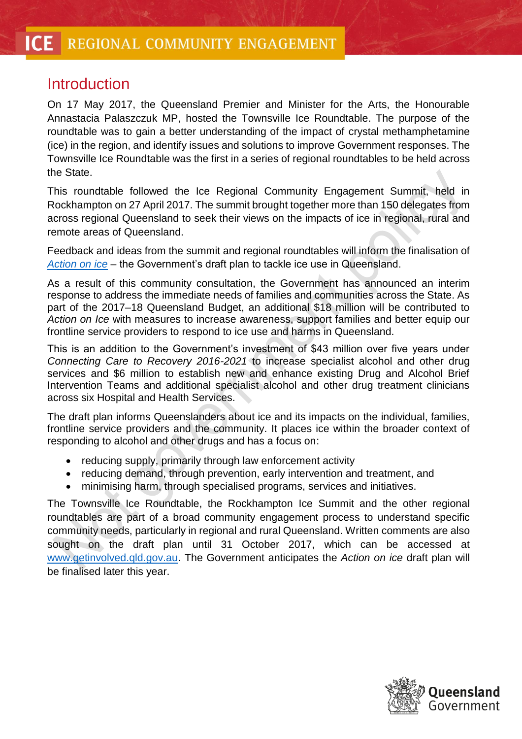# Introduction

On 17 May 2017, the Queensland Premier and Minister for the Arts, the Honourable Annastacia Palaszczuk MP, hosted the Townsville Ice Roundtable. The purpose of the roundtable was to gain a better understanding of the impact of crystal methamphetamine (ice) in the region, and identify issues and solutions to improve Government responses. The Townsville Ice Roundtable was the first in a series of regional roundtables to be held across the State.

This roundtable followed the Ice Regional Community Engagement Summit, held in Rockhampton on 27 April 2017. The summit brought together more than 150 delegates from across regional Queensland to seek their views on the impacts of ice in regional, rural and remote areas of Queensland.

Feedback and ideas from the summit and regional roundtables will inform the finalisation of *Action on ice* – the Government's draft plan to tackle ice use in Queensland.

As a result of this community consultation, the Government has announced an interim response to address the immediate needs of families and communities across the State. As part of the 2017–18 Queensland Budget, an additional $18 million will be contributed to *Action on Ice* with measures to increase awareness, support families and better equip our frontline service providers to respond to ice use and harms in Queensland.

This is an addition to the Government's investment of $43 million over five years under *Connecting Care to Recovery 2016-2021* to increase specialist alcohol and other drug services and $6 million to establish new and enhance existing Drug and Alcohol Brief Intervention Teams and additional specialist alcohol and other drug treatment clinicians across six Hospital and Health Services.

The draft plan informs Queenslanders about ice and its impacts on the individual, families, frontline service providers and the community. It places ice within the broader context of responding to alcohol and other drugs and has a focus on:

- reducing supply, primarily through law enforcement activity
- reducing demand, through prevention, early intervention and treatment, and
- minimising harm, through specialised programs, services and initiatives.

The Townsville Ice Roundtable, the Rockhampton Ice Summit and the other regional roundtables are part of a broad community engagement process to understand specific community needs, particularly in regional and rural Queensland. Written comments are also sought on the draft plan until 31 October 2017, which can be accessed at www.getinvolved.qld.gov.au. The Government anticipates the *Action on ice* draft plan will be finalised later this year.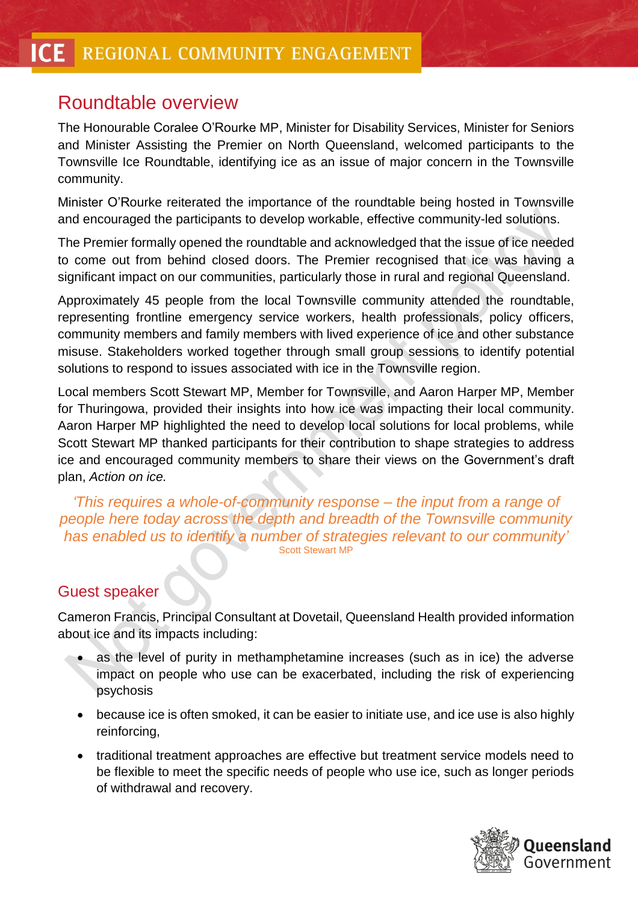## Roundtable overview

The Honourable Coralee O'Rourke MP, Minister for Disability Services, Minister for Seniors and Minister Assisting the Premier on North Queensland, welcomed participants to the Townsville Ice Roundtable, identifying ice as an issue of major concern in the Townsville community.

Minister O'Rourke reiterated the importance of the roundtable being hosted in Townsville and encouraged the participants to develop workable, effective community-led solutions.

The Premier formally opened the roundtable and acknowledged that the issue of ice needed to come out from behind closed doors. The Premier recognised that ice was having a significant impact on our communities, particularly those in rural and regional Queensland.

Approximately 45 people from the local Townsville community attended the roundtable, representing frontline emergency service workers, health professionals, policy officers, community members and family members with lived experience of ice and other substance misuse. Stakeholders worked together through small group sessions to identify potential solutions to respond to issues associated with ice in the Townsville region.

Local members Scott Stewart MP, Member for Townsville, and Aaron Harper MP, Member for Thuringowa, provided their insights into how ice was impacting their local community. Aaron Harper MP highlighted the need to develop local solutions for local problems, while Scott Stewart MP thanked participants for their contribution to shape strategies to address ice and encouraged community members to share their views on the Government's draft plan, *Action on ice.*

> *'This requires a whole-of-community response – the input from a range of people here today across the depth and breadth of the Townsville community has enabled us to identify a number of strategies relevant to our community'*
>
> Scott Stewart MP

## Guest speaker

Cameron Francis, Principal Consultant at Dovetail, Queensland Health provided information about ice and its impacts including:

- as the level of purity in methamphetamine increases (such as in ice) the adverse impact on people who use can be exacerbated, including the risk of experiencing psychosis
- because ice is often smoked, it can be easier to initiate use, and ice use is also highly reinforcing,
- traditional treatment approaches are effective but treatment service models need to be flexible to meet the specific needs of people who use ice, such as longer periods of withdrawal and recovery.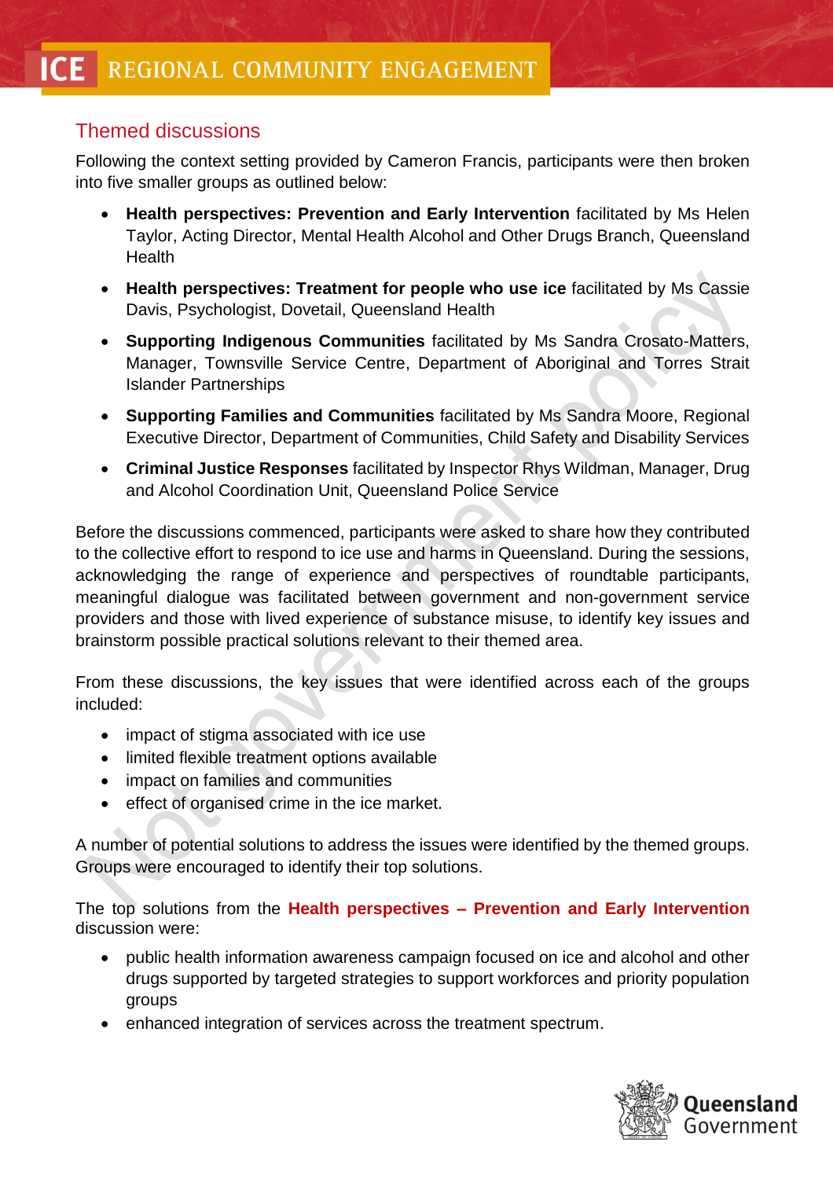## Themed discussions

Following the context setting provided by Cameron Francis, participants were then broken into five smaller groups as outlined below:

- **Health perspectives: Prevention and Early Intervention** facilitated by Ms Helen Taylor, Acting Director, Mental Health Alcohol and Other Drugs Branch, Queensland Health
- **Health perspectives: Treatment for people who use ice** facilitated by Ms Cassie Davis, Psychologist, Dovetail, Queensland Health
- **Supporting Indigenous Communities** facilitated by Ms Sandra Crosato-Matters, Manager, Townsville Service Centre, Department of Aboriginal and Torres Strait Islander Partnerships
- **Supporting Families and Communities** facilitated by Ms Sandra Moore, Regional Executive Director, Department of Communities, Child Safety and Disability Services
- **Criminal Justice Responses** facilitated by Inspector Rhys Wildman, Manager, Drug and Alcohol Coordination Unit, Queensland Police Service

Before the discussions commenced, participants were asked to share how they contributed to the collective effort to respond to ice use and harms in Queensland. During the sessions, acknowledging the range of experience and perspectives of roundtable participants, meaningful dialogue was facilitated between government and non-government service providers and those with lived experience of substance misuse, to identify key issues and brainstorm possible practical solutions relevant to their themed area.

From these discussions, the key issues that were identified across each of the groups included:

- impact of stigma associated with ice use
- limited flexible treatment options available
- impact on families and communities
- effect of organised crime in the ice market.

A number of potential solutions to address the issues were identified by the themed groups. Groups were encouraged to identify their top solutions.

The top solutions from the **Health perspectives – Prevention and Early Intervention** discussion were:

- public health information awareness campaign focused on ice and alcohol and other drugs supported by targeted strategies to support workforces and priority population groups
- enhanced integration of services across the treatment spectrum.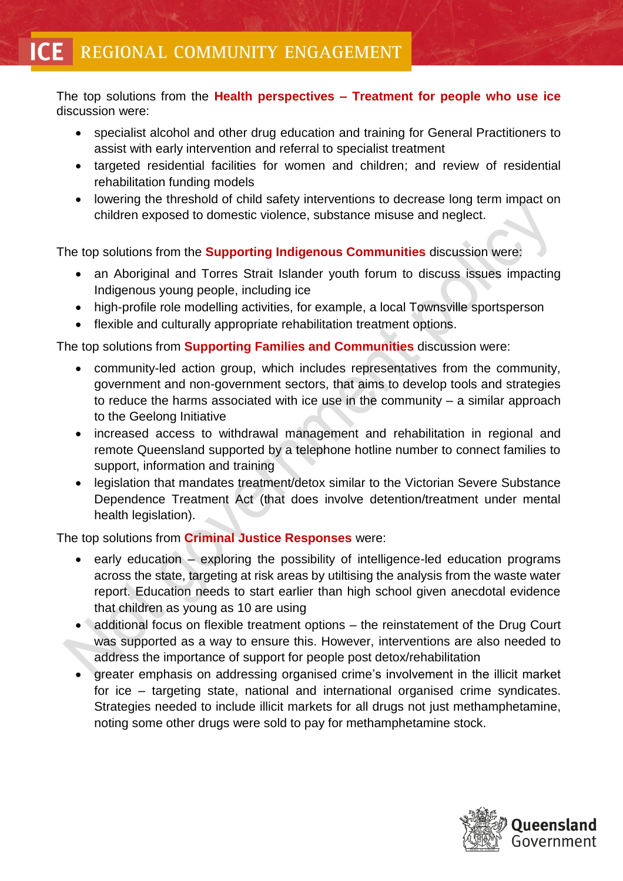The top solutions from the **Health perspectives – Treatment for people who use ice** discussion were:

- specialist alcohol and other drug education and training for General Practitioners to assist with early intervention and referral to specialist treatment
- targeted residential facilities for women and children; and review of residential rehabilitation funding models
- lowering the threshold of child safety interventions to decrease long term impact on children exposed to domestic violence, substance misuse and neglect.

The top solutions from the **Supporting Indigenous Communities** discussion were:

- an Aboriginal and Torres Strait Islander youth forum to discuss issues impacting Indigenous young people, including ice
- high-profile role modelling activities, for example, a local Townsville sportsperson
- flexible and culturally appropriate rehabilitation treatment options.

The top solutions from **Supporting Families and Communities** discussion were:

- community-led action group, which includes representatives from the community, government and non-government sectors, that aims to develop tools and strategies to reduce the harms associated with ice use in the community – a similar approach to the Geelong Initiative
- increased access to withdrawal management and rehabilitation in regional and remote Queensland supported by a telephone hotline number to connect families to support, information and training
- legislation that mandates treatment/detox similar to the Victorian Severe Substance Dependence Treatment Act (that does involve detention/treatment under mental health legislation).

The top solutions from **Criminal Justice Responses** were:

- early education – exploring the possibility of intelligence-led education programs across the state, targeting at risk areas by utiltising the analysis from the waste water report. Education needs to start earlier than high school given anecdotal evidence that children as young as 10 are using
- additional focus on flexible treatment options – the reinstatement of the Drug Court was supported as a way to ensure this. However, interventions are also needed to address the importance of support for people post detox/rehabilitation
- greater emphasis on addressing organised crime's involvement in the illicit market for ice – targeting state, national and international organised crime syndicates. Strategies needed to include illicit markets for all drugs not just methamphetamine, noting some other drugs were sold to pay for methamphetamine stock.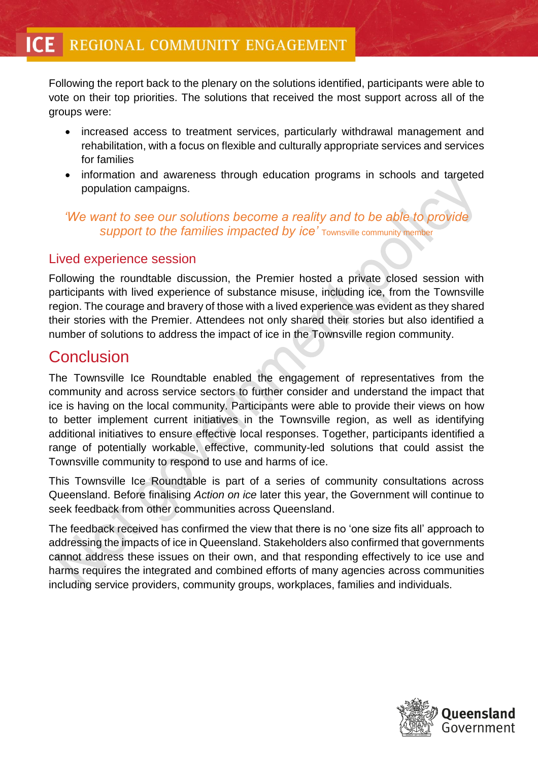Following the report back to the plenary on the solutions identified, participants were able to vote on their top priorities. The solutions that received the most support across all of the groups were:

- increased access to treatment services, particularly withdrawal management and rehabilitation, with a focus on flexible and culturally appropriate services and services for families
- information and awareness through education programs in schools and targeted population campaigns.

*'We want to see our solutions become a reality and to be able to provide support to the families impacted by ice'* Townsville community member

## Lived experience session

Following the roundtable discussion, the Premier hosted a private closed session with participants with lived experience of substance misuse, including ice, from the Townsville region. The courage and bravery of those with a lived experience was evident as they shared their stories with the Premier. Attendees not only shared their stories but also identified a number of solutions to address the impact of ice in the Townsville region community.

# Conclusion

The Townsville Ice Roundtable enabled the engagement of representatives from the community and across service sectors to further consider and understand the impact that ice is having on the local community. Participants were able to provide their views on how to better implement current initiatives in the Townsville region, as well as identifying additional initiatives to ensure effective local responses. Together, participants identified a range of potentially workable, effective, community-led solutions that could assist the Townsville community to respond to use and harms of ice.

This Townsville Ice Roundtable is part of a series of community consultations across Queensland. Before finalising *Action on ice* later this year, the Government will continue to seek feedback from other communities across Queensland.

The feedback received has confirmed the view that there is no 'one size fits all' approach to addressing the impacts of ice in Queensland. Stakeholders also confirmed that governments cannot address these issues on their own, and that responding effectively to ice use and harms requires the integrated and combined efforts of many agencies across communities including service providers, community groups, workplaces, families and individuals.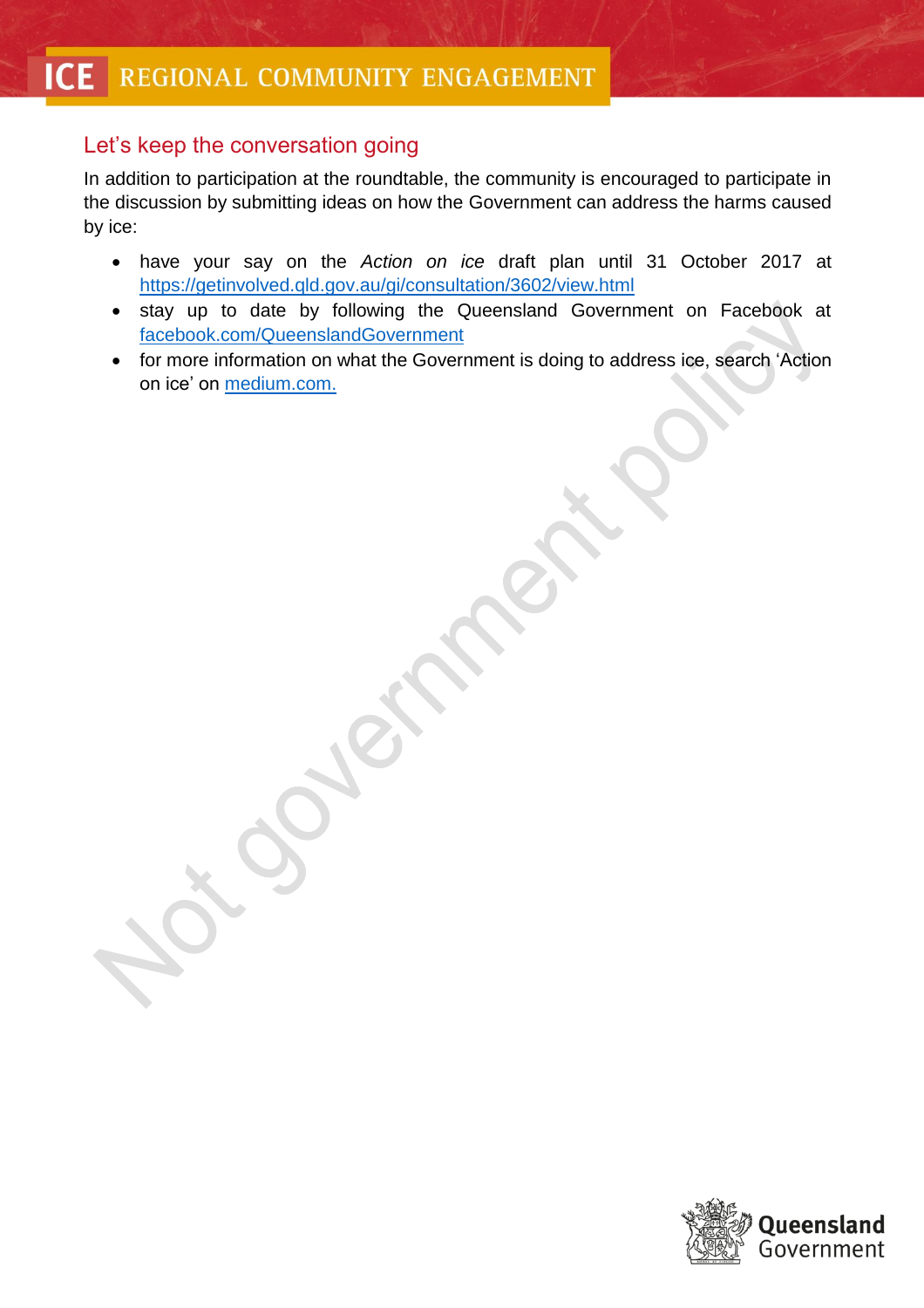## Let's keep the conversation going

In addition to participation at the roundtable, the community is encouraged to participate in the discussion by submitting ideas on how the Government can address the harms caused by ice:

- have your say on the *Action on ice* draft plan until 31 October 2017 at https://getinvolved.qld.gov.au/gi/consultation/3602/view.html
- stay up to date by following the Queensland Government on Facebook at facebook.com/QueenslandGovernment
- for more information on what the Government is doing to address ice, search 'Action on ice' on medium.com.